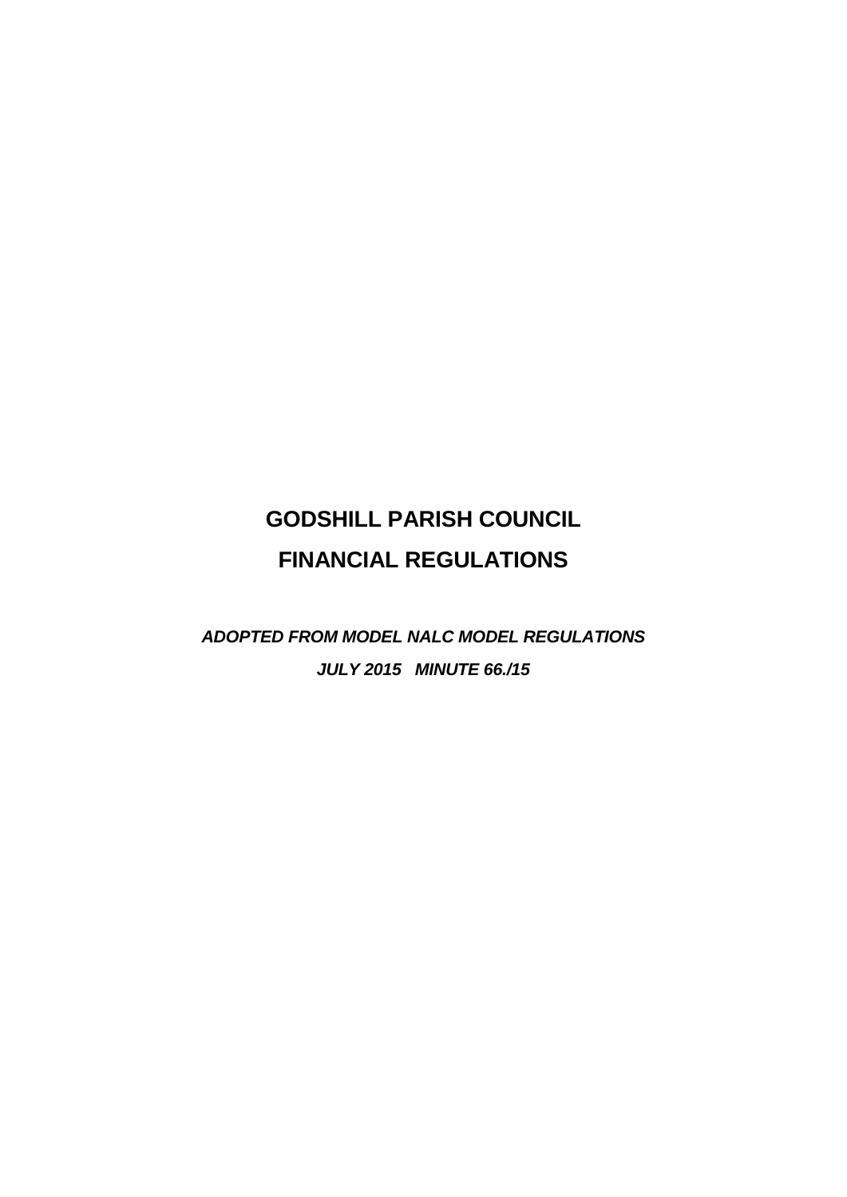# GODSHILL PARISH COUNCIL

# FINANCIAL REGULATIONS

***ADOPTED FROM MODEL NALC MODEL REGULATIONS***

***JULY 2015 MINUTE 66./15***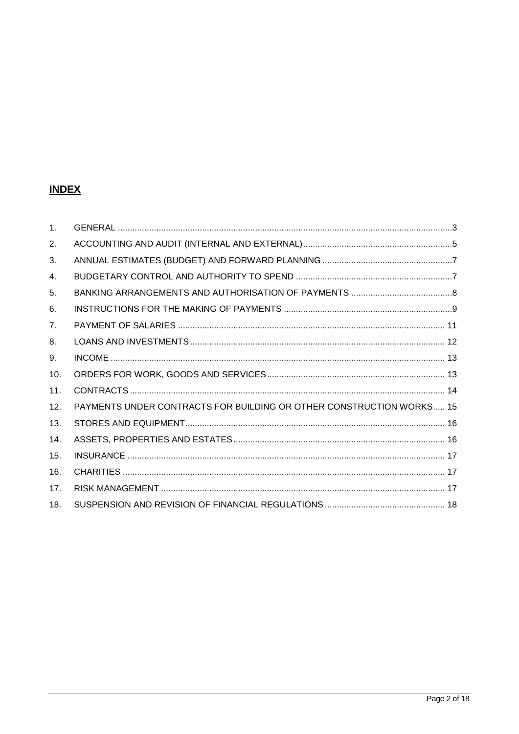## INDEX

| | | |
|---|---|---|
| 1. | GENERAL | 3 |
| 2. | ACCOUNTING AND AUDIT (INTERNAL AND EXTERNAL) | 5 |
| 3. | ANNUAL ESTIMATES (BUDGET) AND FORWARD PLANNING | 7 |
| 4. | BUDGETARY CONTROL AND AUTHORITY TO SPEND | 7 |
| 5. | BANKING ARRANGEMENTS AND AUTHORISATION OF PAYMENTS | 8 |
| 6. | INSTRUCTIONS FOR THE MAKING OF PAYMENTS | 9 |
| 7. | PAYMENT OF SALARIES | 11 |
| 8. | LOANS AND INVESTMENTS | 12 |
| 9. | INCOME | 13 |
| 10. | ORDERS FOR WORK, GOODS AND SERVICES | 13 |
| 11. | CONTRACTS | 14 |
| 12. | PAYMENTS UNDER CONTRACTS FOR BUILDING OR OTHER CONSTRUCTION WORKS | 15 |
| 13. | STORES AND EQUIPMENT | 16 |
| 14. | ASSETS, PROPERTIES AND ESTATES | 16 |
| 15. | INSURANCE | 17 |
| 16. | CHARITIES | 17 |
| 17. | RISK MANAGEMENT | 17 |
| 18. | SUSPENSION AND REVISION OF FINANCIAL REGULATIONS | 18 |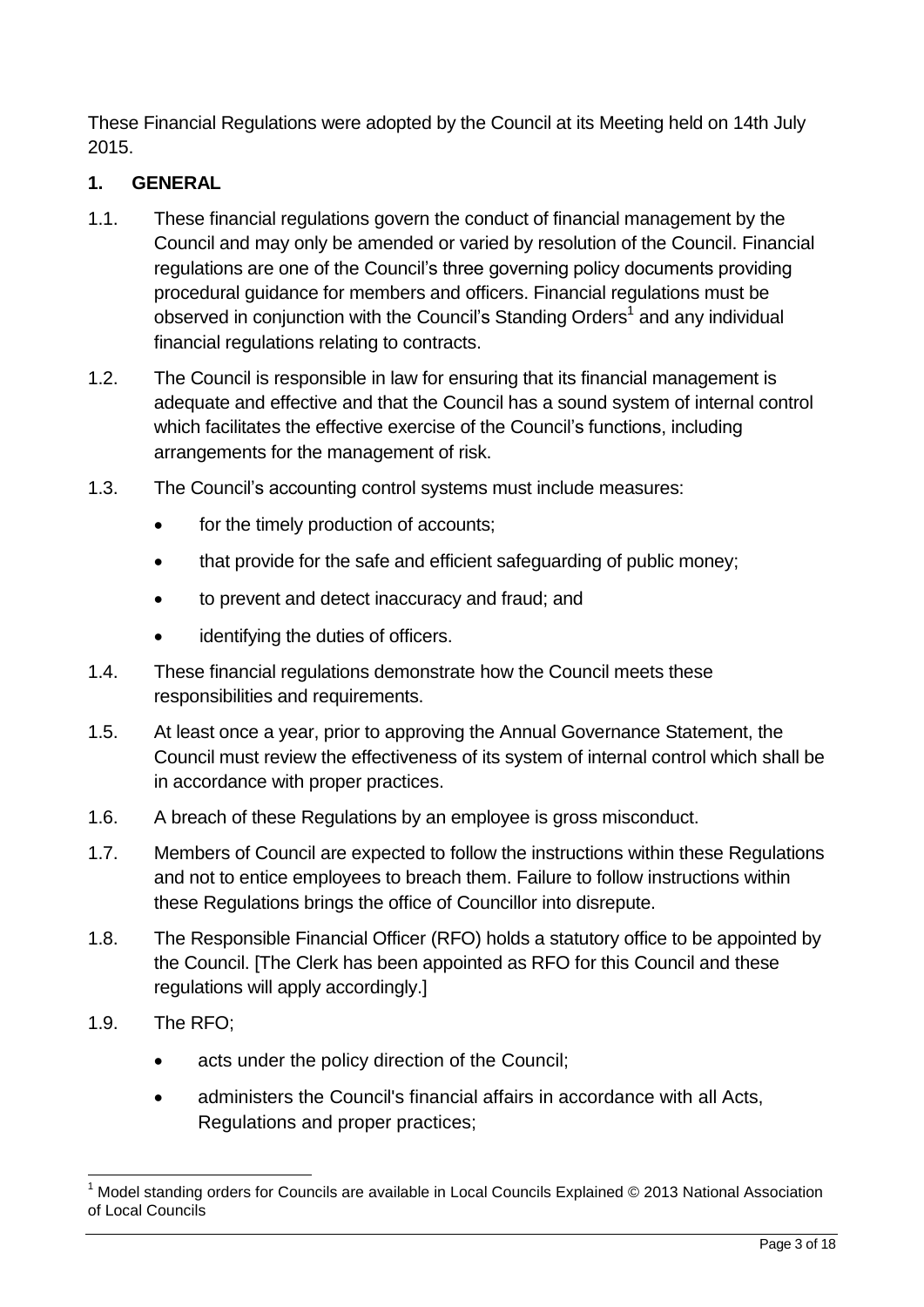These Financial Regulations were adopted by the Council at its Meeting held on 14th July 2015.

## 1. GENERAL

1.1. These financial regulations govern the conduct of financial management by the Council and may only be amended or varied by resolution of the Council. Financial regulations are one of the Council's three governing policy documents providing procedural guidance for members and officers. Financial regulations must be observed in conjunction with the Council's Standing Orders[1] and any individual financial regulations relating to contracts.

1.2. The Council is responsible in law for ensuring that its financial management is adequate and effective and that the Council has a sound system of internal control which facilitates the effective exercise of the Council's functions, including arrangements for the management of risk.

1.3. The Council's accounting control systems must include measures:

- for the timely production of accounts;
- that provide for the safe and efficient safeguarding of public money;
- to prevent and detect inaccuracy and fraud; and
- identifying the duties of officers.

1.4. These financial regulations demonstrate how the Council meets these responsibilities and requirements.

1.5. At least once a year, prior to approving the Annual Governance Statement, the Council must review the effectiveness of its system of internal control which shall be in accordance with proper practices.

1.6. A breach of these Regulations by an employee is gross misconduct.

1.7. Members of Council are expected to follow the instructions within these Regulations and not to entice employees to breach them. Failure to follow instructions within these Regulations brings the office of Councillor into disrepute.

1.8. The Responsible Financial Officer (RFO) holds a statutory office to be appointed by the Council. [The Clerk has been appointed as RFO for this Council and these regulations will apply accordingly.]

1.9. The RFO;

- acts under the policy direction of the Council;
- administers the Council's financial affairs in accordance with all Acts, Regulations and proper practices;

[1] Model standing orders for Councils are available in Local Councils Explained © 2013 National Association of Local Councils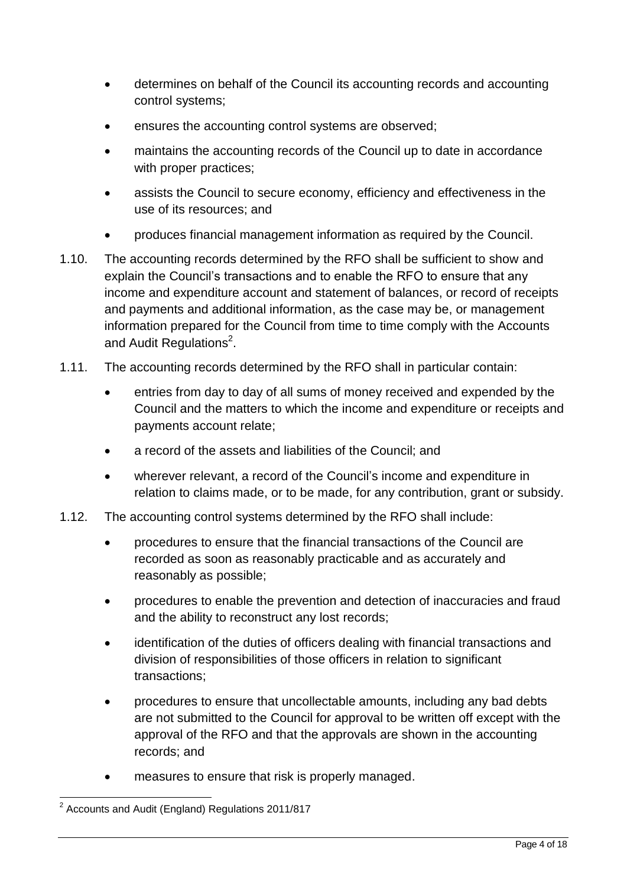- determines on behalf of the Council its accounting records and accounting control systems;
- ensures the accounting control systems are observed;
- maintains the accounting records of the Council up to date in accordance with proper practices;
- assists the Council to secure economy, efficiency and effectiveness in the use of its resources; and
- produces financial management information as required by the Council.

1.10. The accounting records determined by the RFO shall be sufficient to show and explain the Council's transactions and to enable the RFO to ensure that any income and expenditure account and statement of balances, or record of receipts and payments and additional information, as the case may be, or management information prepared for the Council from time to time comply with the Accounts and Audit Regulations[2].

1.11. The accounting records determined by the RFO shall in particular contain:

- entries from day to day of all sums of money received and expended by the Council and the matters to which the income and expenditure or receipts and payments account relate;
- a record of the assets and liabilities of the Council; and
- wherever relevant, a record of the Council's income and expenditure in relation to claims made, or to be made, for any contribution, grant or subsidy.

1.12. The accounting control systems determined by the RFO shall include:

- procedures to ensure that the financial transactions of the Council are recorded as soon as reasonably practicable and as accurately and reasonably as possible;
- procedures to enable the prevention and detection of inaccuracies and fraud and the ability to reconstruct any lost records;
- identification of the duties of officers dealing with financial transactions and division of responsibilities of those officers in relation to significant transactions;
- procedures to ensure that uncollectable amounts, including any bad debts are not submitted to the Council for approval to be written off except with the approval of the RFO and that the approvals are shown in the accounting records; and
- measures to ensure that risk is properly managed.

[2] Accounts and Audit (England) Regulations 2011/817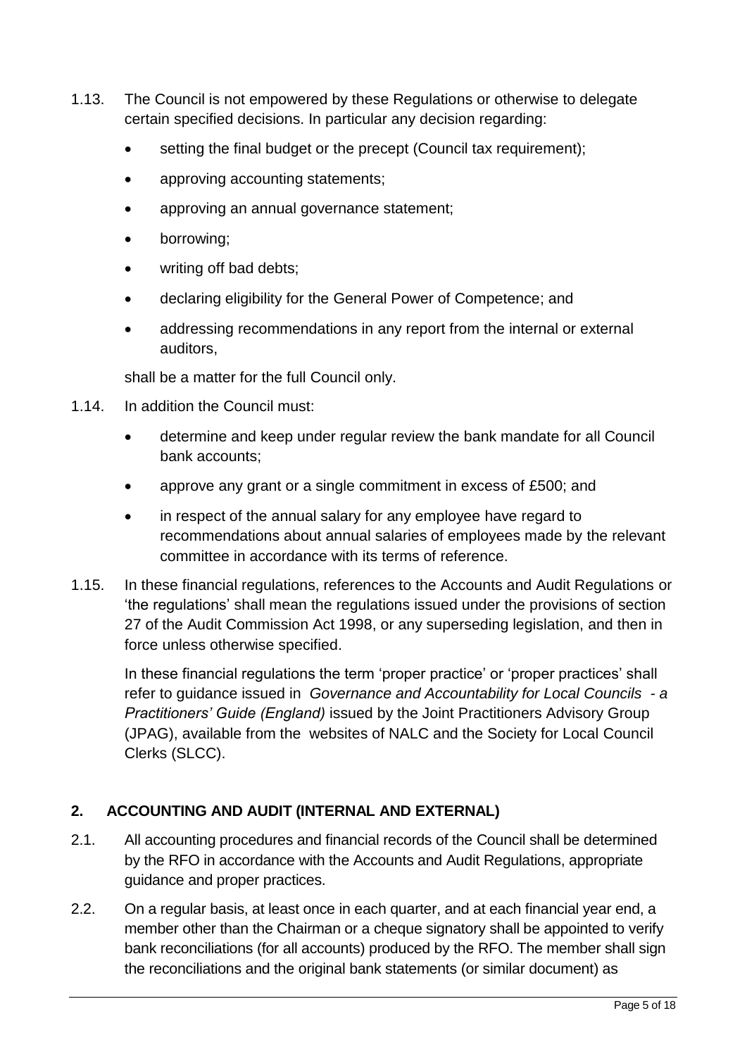1.13. The Council is not empowered by these Regulations or otherwise to delegate certain specified decisions. In particular any decision regarding:

- setting the final budget or the precept (Council tax requirement);
- approving accounting statements;
- approving an annual governance statement;
- borrowing;
- writing off bad debts;
- declaring eligibility for the General Power of Competence; and
- addressing recommendations in any report from the internal or external auditors,

shall be a matter for the full Council only.

1.14. In addition the Council must:

- determine and keep under regular review the bank mandate for all Council bank accounts;
- approve any grant or a single commitment in excess of £500; and
- in respect of the annual salary for any employee have regard to recommendations about annual salaries of employees made by the relevant committee in accordance with its terms of reference.

1.15. In these financial regulations, references to the Accounts and Audit Regulations or 'the regulations' shall mean the regulations issued under the provisions of section 27 of the Audit Commission Act 1998, or any superseding legislation, and then in force unless otherwise specified.

In these financial regulations the term 'proper practice' or 'proper practices' shall refer to guidance issued in *Governance and Accountability for Local Councils - a Practitioners' Guide (England)* issued by the Joint Practitioners Advisory Group (JPAG), available from the websites of NALC and the Society for Local Council Clerks (SLCC).

## 2. ACCOUNTING AND AUDIT (INTERNAL AND EXTERNAL)

2.1. All accounting procedures and financial records of the Council shall be determined by the RFO in accordance with the Accounts and Audit Regulations, appropriate guidance and proper practices.

2.2. On a regular basis, at least once in each quarter, and at each financial year end, a member other than the Chairman or a cheque signatory shall be appointed to verify bank reconciliations (for all accounts) produced by the RFO. The member shall sign the reconciliations and the original bank statements (or similar document) as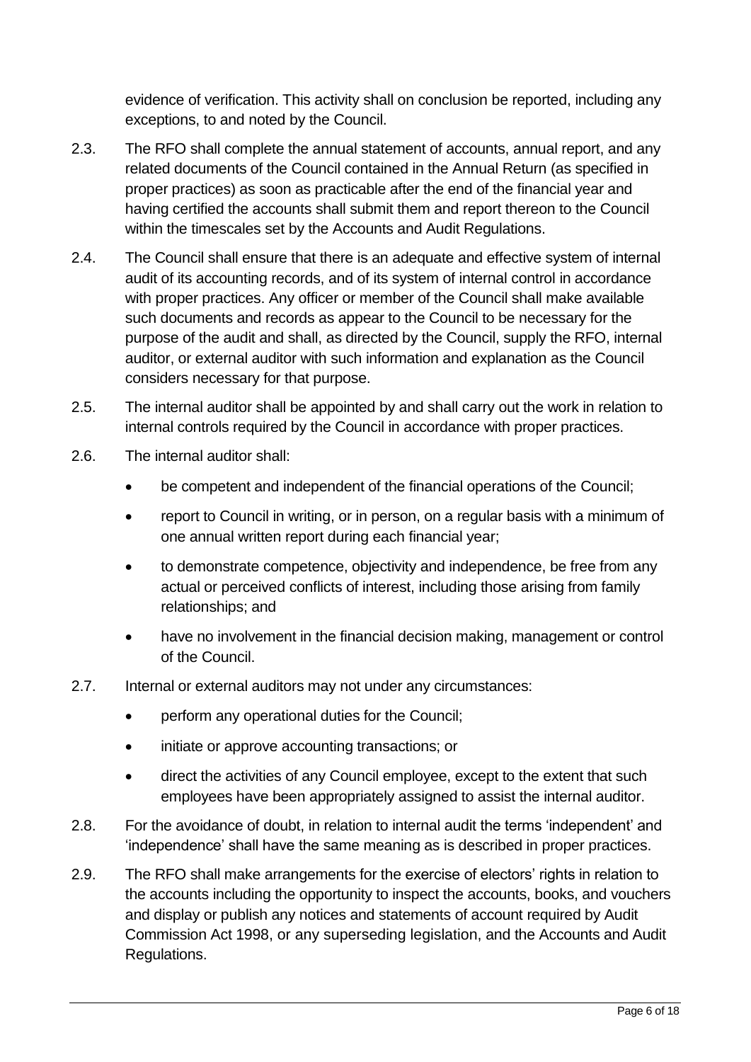evidence of verification. This activity shall on conclusion be reported, including any exceptions, to and noted by the Council.

2.3. The RFO shall complete the annual statement of accounts, annual report, and any related documents of the Council contained in the Annual Return (as specified in proper practices) as soon as practicable after the end of the financial year and having certified the accounts shall submit them and report thereon to the Council within the timescales set by the Accounts and Audit Regulations.

2.4. The Council shall ensure that there is an adequate and effective system of internal audit of its accounting records, and of its system of internal control in accordance with proper practices. Any officer or member of the Council shall make available such documents and records as appear to the Council to be necessary for the purpose of the audit and shall, as directed by the Council, supply the RFO, internal auditor, or external auditor with such information and explanation as the Council considers necessary for that purpose.

2.5. The internal auditor shall be appointed by and shall carry out the work in relation to internal controls required by the Council in accordance with proper practices.

2.6. The internal auditor shall:

- be competent and independent of the financial operations of the Council;
- report to Council in writing, or in person, on a regular basis with a minimum of one annual written report during each financial year;
- to demonstrate competence, objectivity and independence, be free from any actual or perceived conflicts of interest, including those arising from family relationships; and
- have no involvement in the financial decision making, management or control of the Council.

2.7. Internal or external auditors may not under any circumstances:

- perform any operational duties for the Council;
- initiate or approve accounting transactions; or
- direct the activities of any Council employee, except to the extent that such employees have been appropriately assigned to assist the internal auditor.

2.8. For the avoidance of doubt, in relation to internal audit the terms 'independent' and 'independence' shall have the same meaning as is described in proper practices.

2.9. The RFO shall make arrangements for the exercise of electors' rights in relation to the accounts including the opportunity to inspect the accounts, books, and vouchers and display or publish any notices and statements of account required by Audit Commission Act 1998, or any superseding legislation, and the Accounts and Audit Regulations.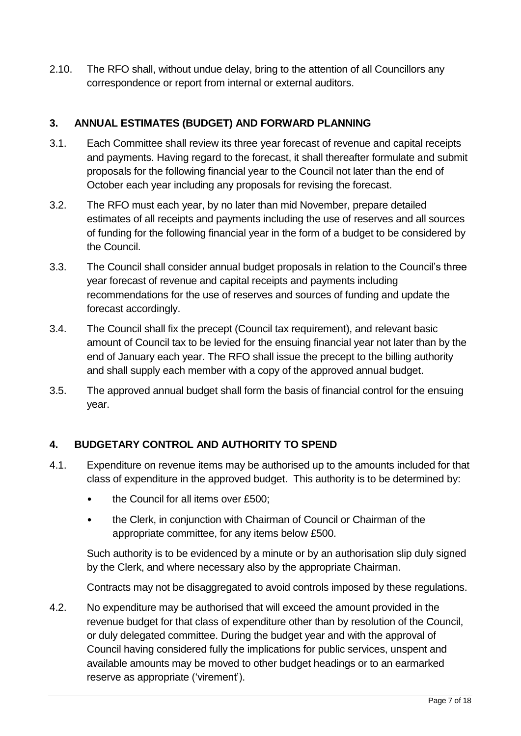2.10. The RFO shall, without undue delay, bring to the attention of all Councillors any correspondence or report from internal or external auditors.

## 3. ANNUAL ESTIMATES (BUDGET) AND FORWARD PLANNING

3.1. Each Committee shall review its three year forecast of revenue and capital receipts and payments. Having regard to the forecast, it shall thereafter formulate and submit proposals for the following financial year to the Council not later than the end of October each year including any proposals for revising the forecast.

3.2. The RFO must each year, by no later than mid November, prepare detailed estimates of all receipts and payments including the use of reserves and all sources of funding for the following financial year in the form of a budget to be considered by the Council.

3.3. The Council shall consider annual budget proposals in relation to the Council's three year forecast of revenue and capital receipts and payments including recommendations for the use of reserves and sources of funding and update the forecast accordingly.

3.4. The Council shall fix the precept (Council tax requirement), and relevant basic amount of Council tax to be levied for the ensuing financial year not later than by the end of January each year. The RFO shall issue the precept to the billing authority and shall supply each member with a copy of the approved annual budget.

3.5. The approved annual budget shall form the basis of financial control for the ensuing year.

## 4. BUDGETARY CONTROL AND AUTHORITY TO SPEND

4.1. Expenditure on revenue items may be authorised up to the amounts included for that class of expenditure in the approved budget. This authority is to be determined by:

- the Council for all items over £500;
- the Clerk, in conjunction with Chairman of Council or Chairman of the appropriate committee, for any items below £500.

Such authority is to be evidenced by a minute or by an authorisation slip duly signed by the Clerk, and where necessary also by the appropriate Chairman.

Contracts may not be disaggregated to avoid controls imposed by these regulations.

4.2. No expenditure may be authorised that will exceed the amount provided in the revenue budget for that class of expenditure other than by resolution of the Council, or duly delegated committee. During the budget year and with the approval of Council having considered fully the implications for public services, unspent and available amounts may be moved to other budget headings or to an earmarked reserve as appropriate ('virement').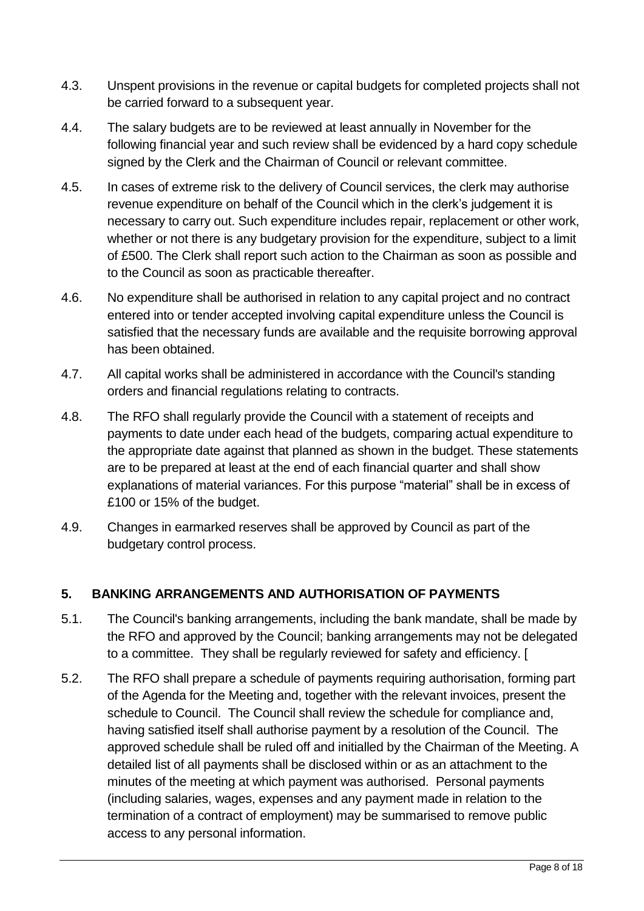4.3. Unspent provisions in the revenue or capital budgets for completed projects shall not be carried forward to a subsequent year.

4.4. The salary budgets are to be reviewed at least annually in November for the following financial year and such review shall be evidenced by a hard copy schedule signed by the Clerk and the Chairman of Council or relevant committee.

4.5. In cases of extreme risk to the delivery of Council services, the clerk may authorise revenue expenditure on behalf of the Council which in the clerk's judgement it is necessary to carry out. Such expenditure includes repair, replacement or other work, whether or not there is any budgetary provision for the expenditure, subject to a limit of £500. The Clerk shall report such action to the Chairman as soon as possible and to the Council as soon as practicable thereafter.

4.6. No expenditure shall be authorised in relation to any capital project and no contract entered into or tender accepted involving capital expenditure unless the Council is satisfied that the necessary funds are available and the requisite borrowing approval has been obtained.

4.7. All capital works shall be administered in accordance with the Council's standing orders and financial regulations relating to contracts.

4.8. The RFO shall regularly provide the Council with a statement of receipts and payments to date under each head of the budgets, comparing actual expenditure to the appropriate date against that planned as shown in the budget. These statements are to be prepared at least at the end of each financial quarter and shall show explanations of material variances. For this purpose "material" shall be in excess of £100 or 15% of the budget.

4.9. Changes in earmarked reserves shall be approved by Council as part of the budgetary control process.

## 5. BANKING ARRANGEMENTS AND AUTHORISATION OF PAYMENTS

5.1. The Council's banking arrangements, including the bank mandate, shall be made by the RFO and approved by the Council; banking arrangements may not be delegated to a committee. They shall be regularly reviewed for safety and efficiency. [

5.2. The RFO shall prepare a schedule of payments requiring authorisation, forming part of the Agenda for the Meeting and, together with the relevant invoices, present the schedule to Council. The Council shall review the schedule for compliance and, having satisfied itself shall authorise payment by a resolution of the Council. The approved schedule shall be ruled off and initialled by the Chairman of the Meeting. A detailed list of all payments shall be disclosed within or as an attachment to the minutes of the meeting at which payment was authorised. Personal payments (including salaries, wages, expenses and any payment made in relation to the termination of a contract of employment) may be summarised to remove public access to any personal information.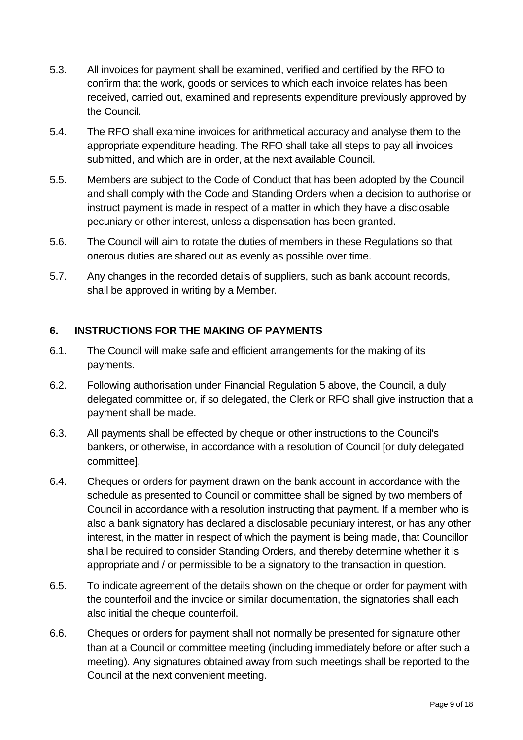5.3. All invoices for payment shall be examined, verified and certified by the RFO to confirm that the work, goods or services to which each invoice relates has been received, carried out, examined and represents expenditure previously approved by the Council.

5.4. The RFO shall examine invoices for arithmetical accuracy and analyse them to the appropriate expenditure heading. The RFO shall take all steps to pay all invoices submitted, and which are in order, at the next available Council.

5.5. Members are subject to the Code of Conduct that has been adopted by the Council and shall comply with the Code and Standing Orders when a decision to authorise or instruct payment is made in respect of a matter in which they have a disclosable pecuniary or other interest, unless a dispensation has been granted.

5.6. The Council will aim to rotate the duties of members in these Regulations so that onerous duties are shared out as evenly as possible over time.

5.7. Any changes in the recorded details of suppliers, such as bank account records, shall be approved in writing by a Member.

## 6. INSTRUCTIONS FOR THE MAKING OF PAYMENTS

6.1. The Council will make safe and efficient arrangements for the making of its payments.

6.2. Following authorisation under Financial Regulation 5 above, the Council, a duly delegated committee or, if so delegated, the Clerk or RFO shall give instruction that a payment shall be made.

6.3. All payments shall be effected by cheque or other instructions to the Council's bankers, or otherwise, in accordance with a resolution of Council [or duly delegated committee].

6.4. Cheques or orders for payment drawn on the bank account in accordance with the schedule as presented to Council or committee shall be signed by two members of Council in accordance with a resolution instructing that payment. If a member who is also a bank signatory has declared a disclosable pecuniary interest, or has any other interest, in the matter in respect of which the payment is being made, that Councillor shall be required to consider Standing Orders, and thereby determine whether it is appropriate and / or permissible to be a signatory to the transaction in question.

6.5. To indicate agreement of the details shown on the cheque or order for payment with the counterfoil and the invoice or similar documentation, the signatories shall each also initial the cheque counterfoil.

6.6. Cheques or orders for payment shall not normally be presented for signature other than at a Council or committee meeting (including immediately before or after such a meeting). Any signatures obtained away from such meetings shall be reported to the Council at the next convenient meeting.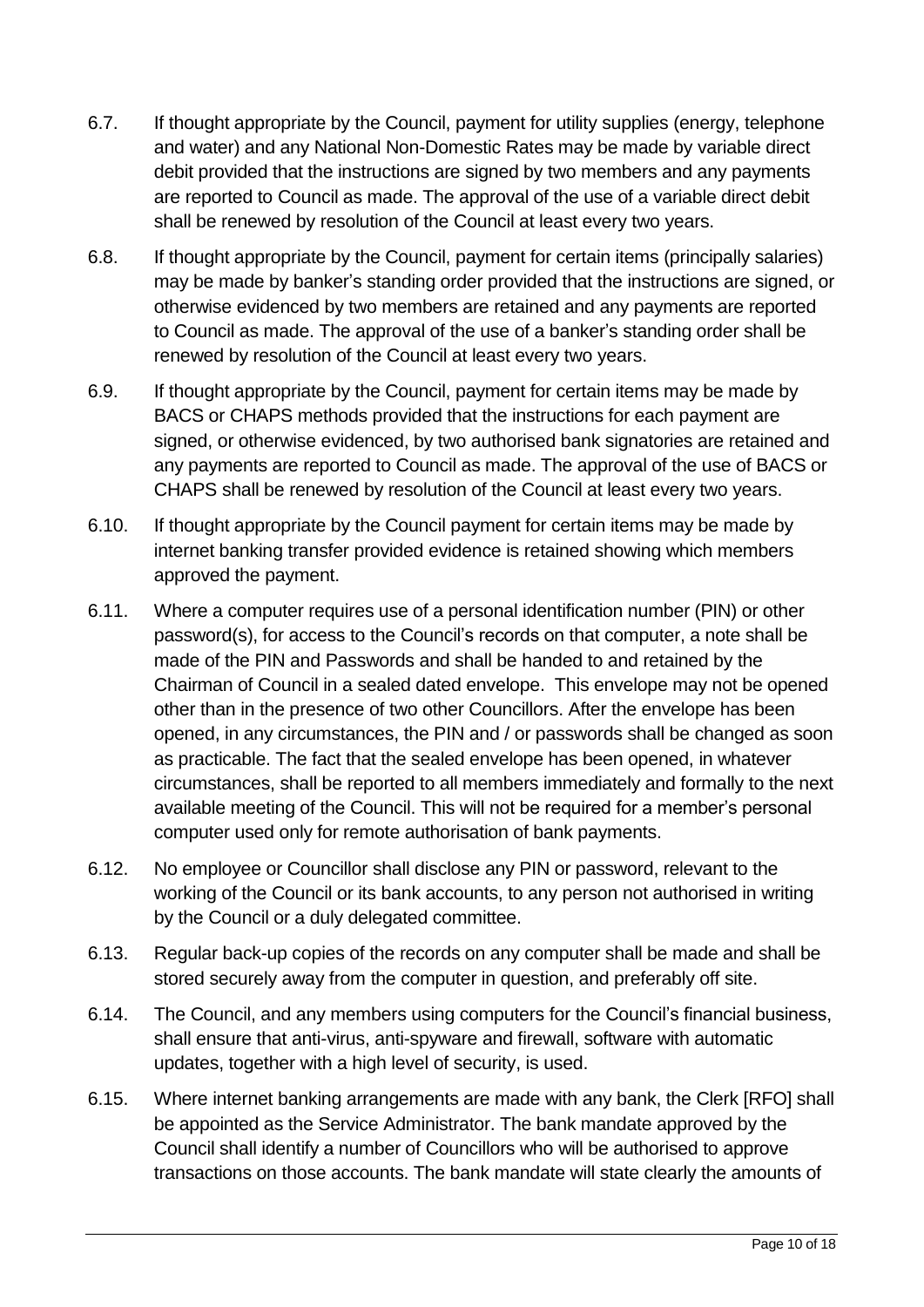6.7. If thought appropriate by the Council, payment for utility supplies (energy, telephone and water) and any National Non-Domestic Rates may be made by variable direct debit provided that the instructions are signed by two members and any payments are reported to Council as made. The approval of the use of a variable direct debit shall be renewed by resolution of the Council at least every two years.

6.8. If thought appropriate by the Council, payment for certain items (principally salaries) may be made by banker's standing order provided that the instructions are signed, or otherwise evidenced by two members are retained and any payments are reported to Council as made. The approval of the use of a banker's standing order shall be renewed by resolution of the Council at least every two years.

6.9. If thought appropriate by the Council, payment for certain items may be made by BACS or CHAPS methods provided that the instructions for each payment are signed, or otherwise evidenced, by two authorised bank signatories are retained and any payments are reported to Council as made. The approval of the use of BACS or CHAPS shall be renewed by resolution of the Council at least every two years.

6.10. If thought appropriate by the Council payment for certain items may be made by internet banking transfer provided evidence is retained showing which members approved the payment.

6.11. Where a computer requires use of a personal identification number (PIN) or other password(s), for access to the Council's records on that computer, a note shall be made of the PIN and Passwords and shall be handed to and retained by the Chairman of Council in a sealed dated envelope. This envelope may not be opened other than in the presence of two other Councillors. After the envelope has been opened, in any circumstances, the PIN and / or passwords shall be changed as soon as practicable. The fact that the sealed envelope has been opened, in whatever circumstances, shall be reported to all members immediately and formally to the next available meeting of the Council. This will not be required for a member's personal computer used only for remote authorisation of bank payments.

6.12. No employee or Councillor shall disclose any PIN or password, relevant to the working of the Council or its bank accounts, to any person not authorised in writing by the Council or a duly delegated committee.

6.13. Regular back-up copies of the records on any computer shall be made and shall be stored securely away from the computer in question, and preferably off site.

6.14. The Council, and any members using computers for the Council's financial business, shall ensure that anti-virus, anti-spyware and firewall, software with automatic updates, together with a high level of security, is used.

6.15. Where internet banking arrangements are made with any bank, the Clerk [RFO] shall be appointed as the Service Administrator. The bank mandate approved by the Council shall identify a number of Councillors who will be authorised to approve transactions on those accounts. The bank mandate will state clearly the amounts of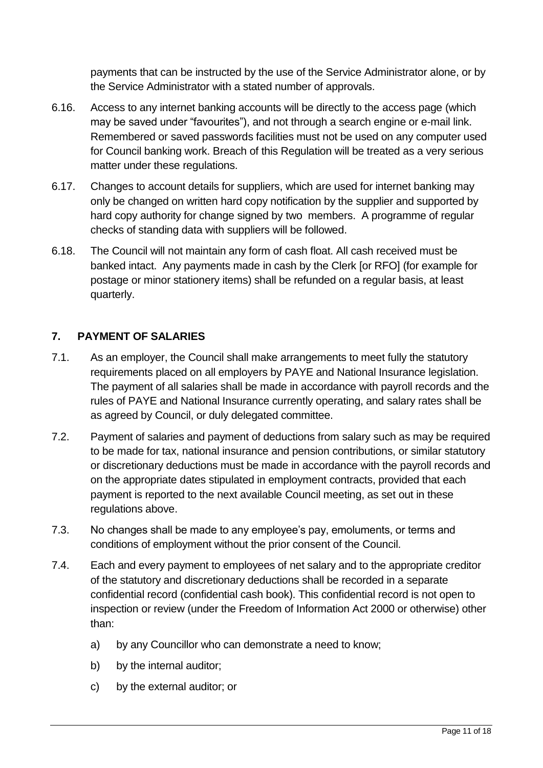payments that can be instructed by the use of the Service Administrator alone, or by the Service Administrator with a stated number of approvals.

6.16. Access to any internet banking accounts will be directly to the access page (which may be saved under "favourites"), and not through a search engine or e-mail link. Remembered or saved passwords facilities must not be used on any computer used for Council banking work. Breach of this Regulation will be treated as a very serious matter under these regulations.

6.17. Changes to account details for suppliers, which are used for internet banking may only be changed on written hard copy notification by the supplier and supported by hard copy authority for change signed by two members. A programme of regular checks of standing data with suppliers will be followed.

6.18. The Council will not maintain any form of cash float. All cash received must be banked intact. Any payments made in cash by the Clerk [or RFO] (for example for postage or minor stationery items) shall be refunded on a regular basis, at least quarterly.

## 7. PAYMENT OF SALARIES

7.1. As an employer, the Council shall make arrangements to meet fully the statutory requirements placed on all employers by PAYE and National Insurance legislation. The payment of all salaries shall be made in accordance with payroll records and the rules of PAYE and National Insurance currently operating, and salary rates shall be as agreed by Council, or duly delegated committee.

7.2. Payment of salaries and payment of deductions from salary such as may be required to be made for tax, national insurance and pension contributions, or similar statutory or discretionary deductions must be made in accordance with the payroll records and on the appropriate dates stipulated in employment contracts, provided that each payment is reported to the next available Council meeting, as set out in these regulations above.

7.3. No changes shall be made to any employee's pay, emoluments, or terms and conditions of employment without the prior consent of the Council.

7.4. Each and every payment to employees of net salary and to the appropriate creditor of the statutory and discretionary deductions shall be recorded in a separate confidential record (confidential cash book). This confidential record is not open to inspection or review (under the Freedom of Information Act 2000 or otherwise) other than:

a) by any Councillor who can demonstrate a need to know;

b) by the internal auditor;

c) by the external auditor; or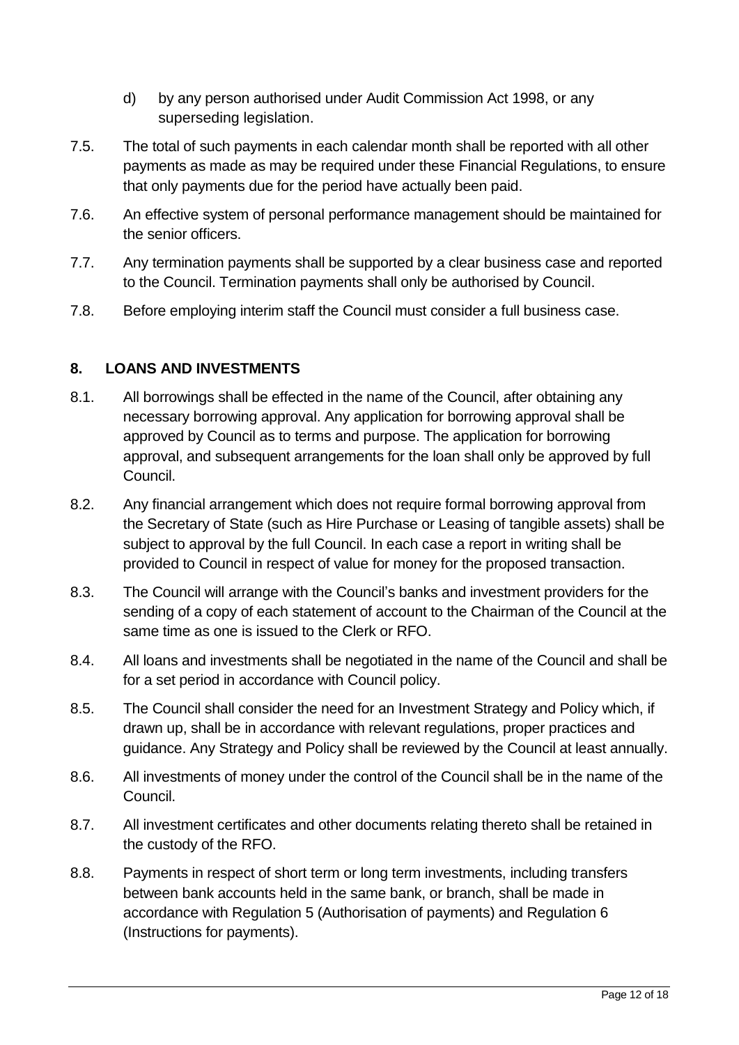d) by any person authorised under Audit Commission Act 1998, or any superseding legislation.

7.5. The total of such payments in each calendar month shall be reported with all other payments as made as may be required under these Financial Regulations, to ensure that only payments due for the period have actually been paid.

7.6. An effective system of personal performance management should be maintained for the senior officers.

7.7. Any termination payments shall be supported by a clear business case and reported to the Council. Termination payments shall only be authorised by Council.

7.8. Before employing interim staff the Council must consider a full business case.

## 8. LOANS AND INVESTMENTS

8.1. All borrowings shall be effected in the name of the Council, after obtaining any necessary borrowing approval. Any application for borrowing approval shall be approved by Council as to terms and purpose. The application for borrowing approval, and subsequent arrangements for the loan shall only be approved by full Council.

8.2. Any financial arrangement which does not require formal borrowing approval from the Secretary of State (such as Hire Purchase or Leasing of tangible assets) shall be subject to approval by the full Council. In each case a report in writing shall be provided to Council in respect of value for money for the proposed transaction.

8.3. The Council will arrange with the Council's banks and investment providers for the sending of a copy of each statement of account to the Chairman of the Council at the same time as one is issued to the Clerk or RFO.

8.4. All loans and investments shall be negotiated in the name of the Council and shall be for a set period in accordance with Council policy.

8.5. The Council shall consider the need for an Investment Strategy and Policy which, if drawn up, shall be in accordance with relevant regulations, proper practices and guidance. Any Strategy and Policy shall be reviewed by the Council at least annually.

8.6. All investments of money under the control of the Council shall be in the name of the Council.

8.7. All investment certificates and other documents relating thereto shall be retained in the custody of the RFO.

8.8. Payments in respect of short term or long term investments, including transfers between bank accounts held in the same bank, or branch, shall be made in accordance with Regulation 5 (Authorisation of payments) and Regulation 6 (Instructions for payments).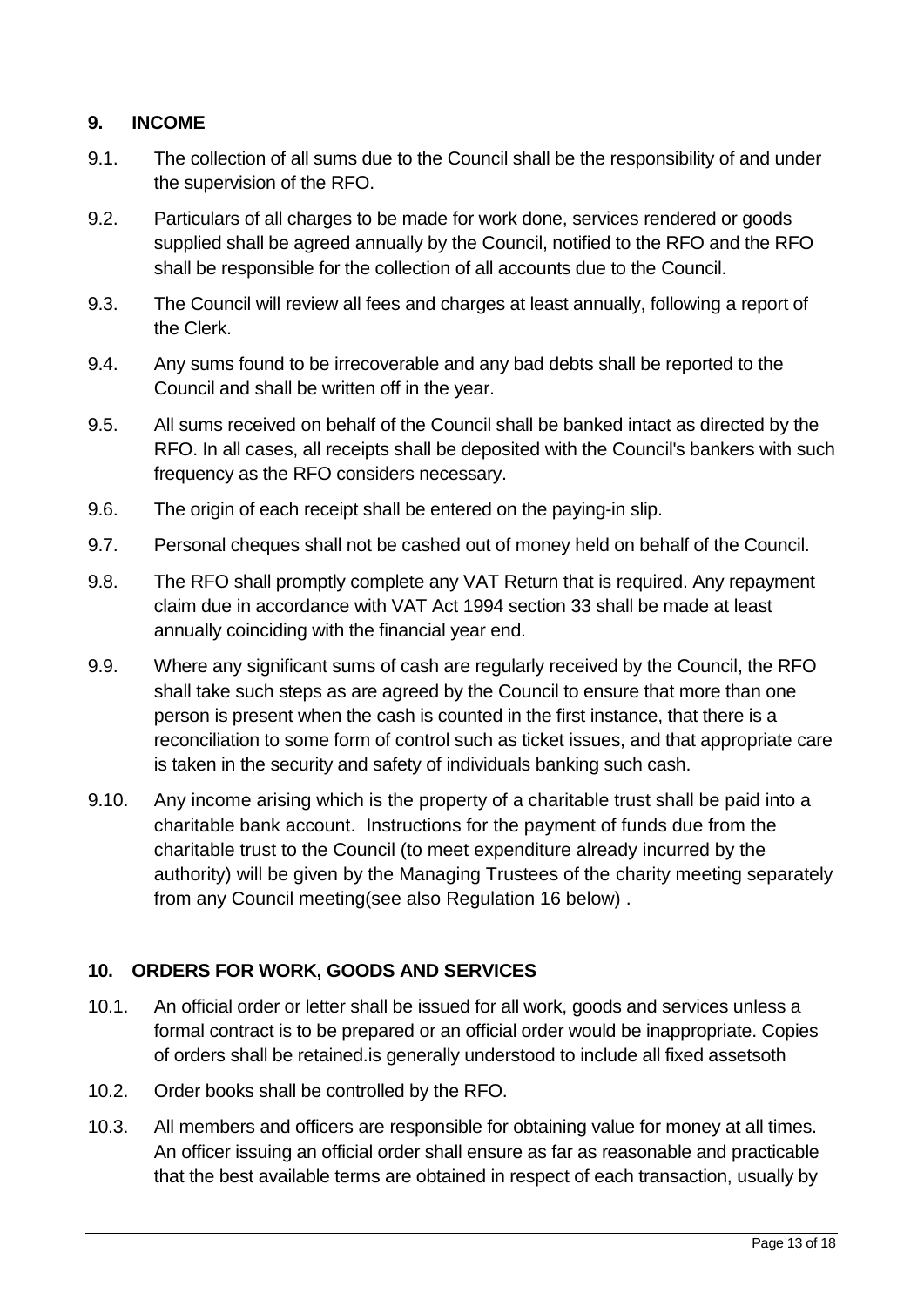## 9. INCOME

9.1. The collection of all sums due to the Council shall be the responsibility of and under the supervision of the RFO.

9.2. Particulars of all charges to be made for work done, services rendered or goods supplied shall be agreed annually by the Council, notified to the RFO and the RFO shall be responsible for the collection of all accounts due to the Council.

9.3. The Council will review all fees and charges at least annually, following a report of the Clerk.

9.4. Any sums found to be irrecoverable and any bad debts shall be reported to the Council and shall be written off in the year.

9.5. All sums received on behalf of the Council shall be banked intact as directed by the RFO. In all cases, all receipts shall be deposited with the Council's bankers with such frequency as the RFO considers necessary.

9.6. The origin of each receipt shall be entered on the paying-in slip.

9.7. Personal cheques shall not be cashed out of money held on behalf of the Council.

9.8. The RFO shall promptly complete any VAT Return that is required. Any repayment claim due in accordance with VAT Act 1994 section 33 shall be made at least annually coinciding with the financial year end.

9.9. Where any significant sums of cash are regularly received by the Council, the RFO shall take such steps as are agreed by the Council to ensure that more than one person is present when the cash is counted in the first instance, that there is a reconciliation to some form of control such as ticket issues, and that appropriate care is taken in the security and safety of individuals banking such cash.

9.10. Any income arising which is the property of a charitable trust shall be paid into a charitable bank account. Instructions for the payment of funds due from the charitable trust to the Council (to meet expenditure already incurred by the authority) will be given by the Managing Trustees of the charity meeting separately from any Council meeting(see also Regulation 16 below) .

## 10. ORDERS FOR WORK, GOODS AND SERVICES

10.1. An official order or letter shall be issued for all work, goods and services unless a formal contract is to be prepared or an official order would be inappropriate. Copies of orders shall be retained.is generally understood to include all fixed assetsoth

10.2. Order books shall be controlled by the RFO.

10.3. All members and officers are responsible for obtaining value for money at all times. An officer issuing an official order shall ensure as far as reasonable and practicable that the best available terms are obtained in respect of each transaction, usually by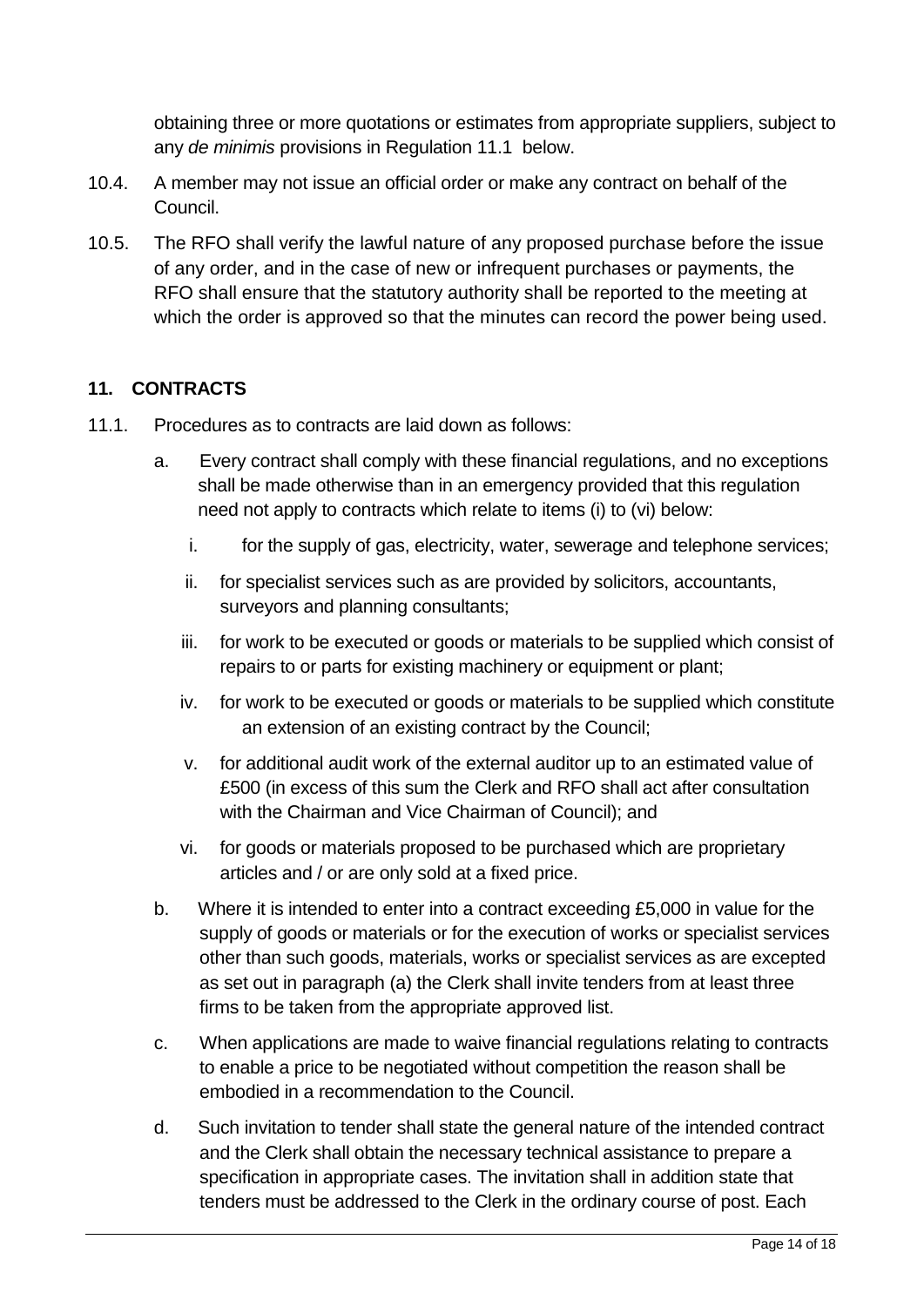obtaining three or more quotations or estimates from appropriate suppliers, subject to any *de minimis* provisions in Regulation 11.1 below.

10.4. A member may not issue an official order or make any contract on behalf of the Council.

10.5. The RFO shall verify the lawful nature of any proposed purchase before the issue of any order, and in the case of new or infrequent purchases or payments, the RFO shall ensure that the statutory authority shall be reported to the meeting at which the order is approved so that the minutes can record the power being used.

## 11. CONTRACTS

11.1. Procedures as to contracts are laid down as follows:

a. Every contract shall comply with these financial regulations, and no exceptions shall be made otherwise than in an emergency provided that this regulation need not apply to contracts which relate to items (i) to (vi) below:

   i. for the supply of gas, electricity, water, sewerage and telephone services;

   ii. for specialist services such as are provided by solicitors, accountants, surveyors and planning consultants;

   iii. for work to be executed or goods or materials to be supplied which consist of repairs to or parts for existing machinery or equipment or plant;

   iv. for work to be executed or goods or materials to be supplied which constitute an extension of an existing contract by the Council;

   v. for additional audit work of the external auditor up to an estimated value of £500 (in excess of this sum the Clerk and RFO shall act after consultation with the Chairman and Vice Chairman of Council); and

   vi. for goods or materials proposed to be purchased which are proprietary articles and / or are only sold at a fixed price.

b. Where it is intended to enter into a contract exceeding £5,000 in value for the supply of goods or materials or for the execution of works or specialist services other than such goods, materials, works or specialist services as are excepted as set out in paragraph (a) the Clerk shall invite tenders from at least three firms to be taken from the appropriate approved list.

c. When applications are made to waive financial regulations relating to contracts to enable a price to be negotiated without competition the reason shall be embodied in a recommendation to the Council.

d. Such invitation to tender shall state the general nature of the intended contract and the Clerk shall obtain the necessary technical assistance to prepare a specification in appropriate cases. The invitation shall in addition state that tenders must be addressed to the Clerk in the ordinary course of post. Each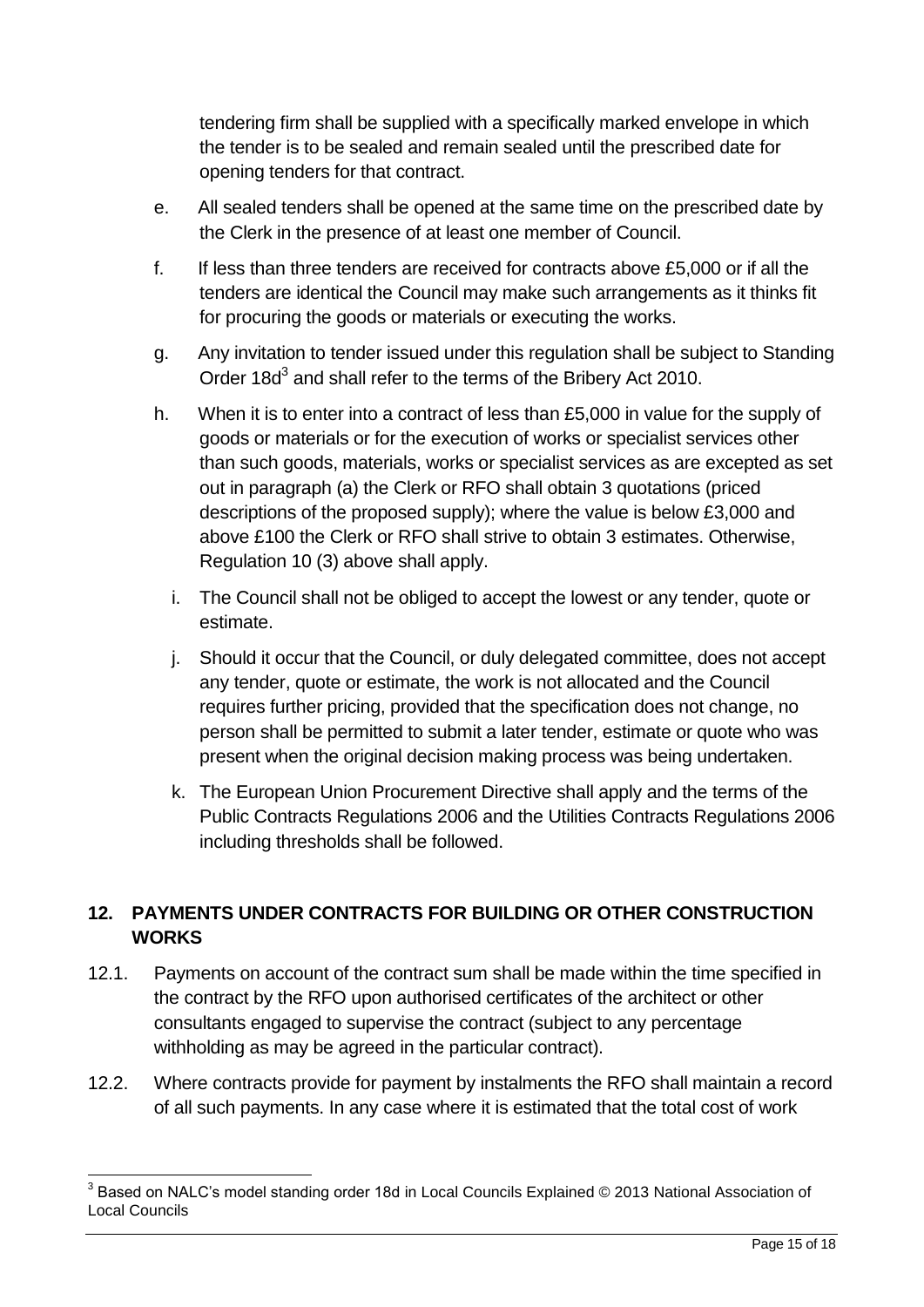tendering firm shall be supplied with a specifically marked envelope in which the tender is to be sealed and remain sealed until the prescribed date for opening tenders for that contract.

e. All sealed tenders shall be opened at the same time on the prescribed date by the Clerk in the presence of at least one member of Council.

f. If less than three tenders are received for contracts above £5,000 or if all the tenders are identical the Council may make such arrangements as it thinks fit for procuring the goods or materials or executing the works.

g. Any invitation to tender issued under this regulation shall be subject to Standing Order 18d[3] and shall refer to the terms of the Bribery Act 2010.

h. When it is to enter into a contract of less than £5,000 in value for the supply of goods or materials or for the execution of works or specialist services other than such goods, materials, works or specialist services as are excepted as set out in paragraph (a) the Clerk or RFO shall obtain 3 quotations (priced descriptions of the proposed supply); where the value is below £3,000 and above £100 the Clerk or RFO shall strive to obtain 3 estimates. Otherwise, Regulation 10 (3) above shall apply.

i. The Council shall not be obliged to accept the lowest or any tender, quote or estimate.

j. Should it occur that the Council, or duly delegated committee, does not accept any tender, quote or estimate, the work is not allocated and the Council requires further pricing, provided that the specification does not change, no person shall be permitted to submit a later tender, estimate or quote who was present when the original decision making process was being undertaken.

k. The European Union Procurement Directive shall apply and the terms of the Public Contracts Regulations 2006 and the Utilities Contracts Regulations 2006 including thresholds shall be followed.

## 12. PAYMENTS UNDER CONTRACTS FOR BUILDING OR OTHER CONSTRUCTION WORKS

12.1. Payments on account of the contract sum shall be made within the time specified in the contract by the RFO upon authorised certificates of the architect or other consultants engaged to supervise the contract (subject to any percentage withholding as may be agreed in the particular contract).

12.2. Where contracts provide for payment by instalments the RFO shall maintain a record of all such payments. In any case where it is estimated that the total cost of work

---

[3] Based on NALC's model standing order 18d in Local Councils Explained © 2013 National Association of Local Councils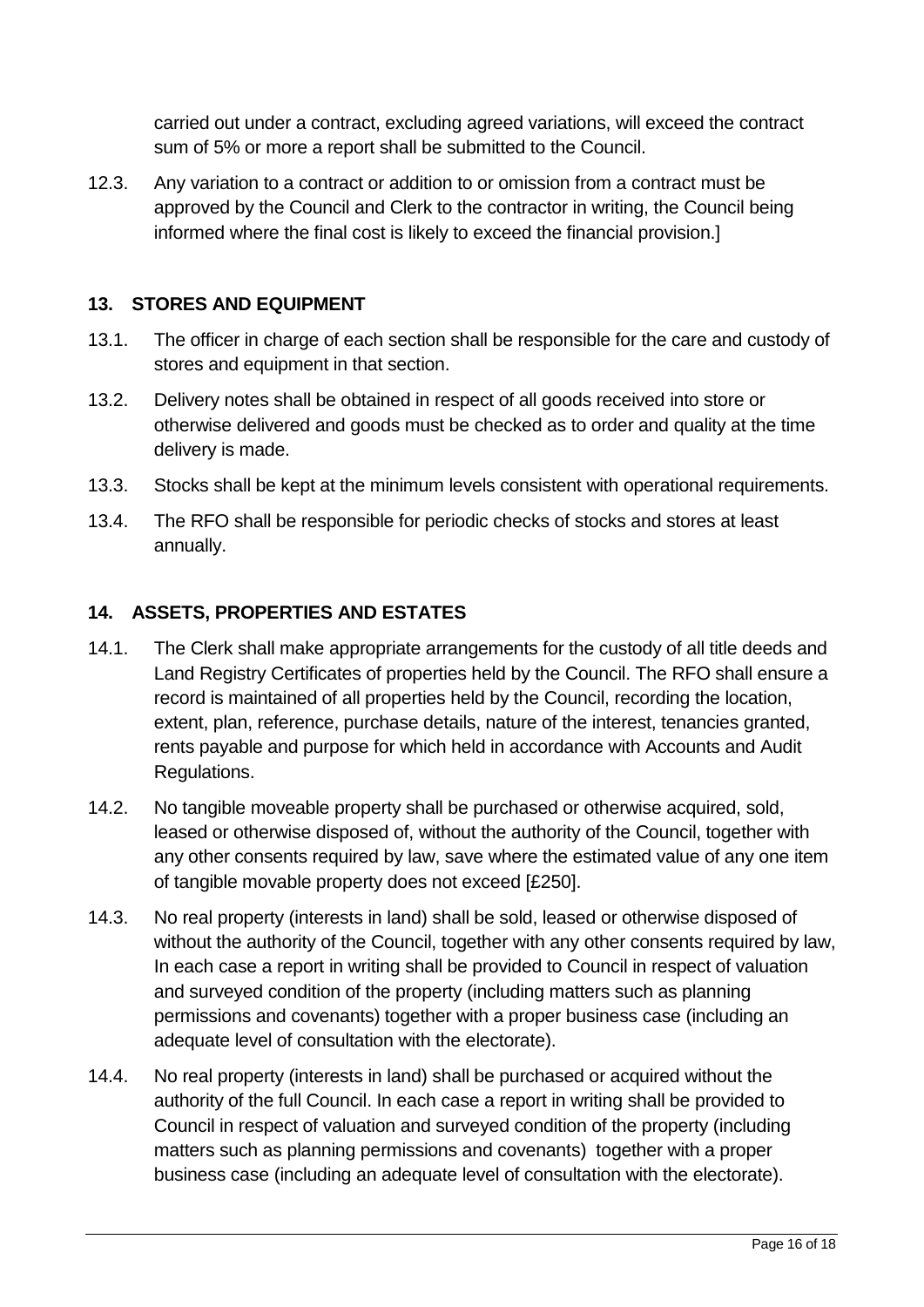carried out under a contract, excluding agreed variations, will exceed the contract sum of 5% or more a report shall be submitted to the Council.

12.3. Any variation to a contract or addition to or omission from a contract must be approved by the Council and Clerk to the contractor in writing, the Council being informed where the final cost is likely to exceed the financial provision.]

## 13. STORES AND EQUIPMENT

13.1. The officer in charge of each section shall be responsible for the care and custody of stores and equipment in that section.

13.2. Delivery notes shall be obtained in respect of all goods received into store or otherwise delivered and goods must be checked as to order and quality at the time delivery is made.

13.3. Stocks shall be kept at the minimum levels consistent with operational requirements.

13.4. The RFO shall be responsible for periodic checks of stocks and stores at least annually.

## 14. ASSETS, PROPERTIES AND ESTATES

14.1. The Clerk shall make appropriate arrangements for the custody of all title deeds and Land Registry Certificates of properties held by the Council. The RFO shall ensure a record is maintained of all properties held by the Council, recording the location, extent, plan, reference, purchase details, nature of the interest, tenancies granted, rents payable and purpose for which held in accordance with Accounts and Audit Regulations.

14.2. No tangible moveable property shall be purchased or otherwise acquired, sold, leased or otherwise disposed of, without the authority of the Council, together with any other consents required by law, save where the estimated value of any one item of tangible movable property does not exceed [£250].

14.3. No real property (interests in land) shall be sold, leased or otherwise disposed of without the authority of the Council, together with any other consents required by law, In each case a report in writing shall be provided to Council in respect of valuation and surveyed condition of the property (including matters such as planning permissions and covenants) together with a proper business case (including an adequate level of consultation with the electorate).

14.4. No real property (interests in land) shall be purchased or acquired without the authority of the full Council. In each case a report in writing shall be provided to Council in respect of valuation and surveyed condition of the property (including matters such as planning permissions and covenants) together with a proper business case (including an adequate level of consultation with the electorate).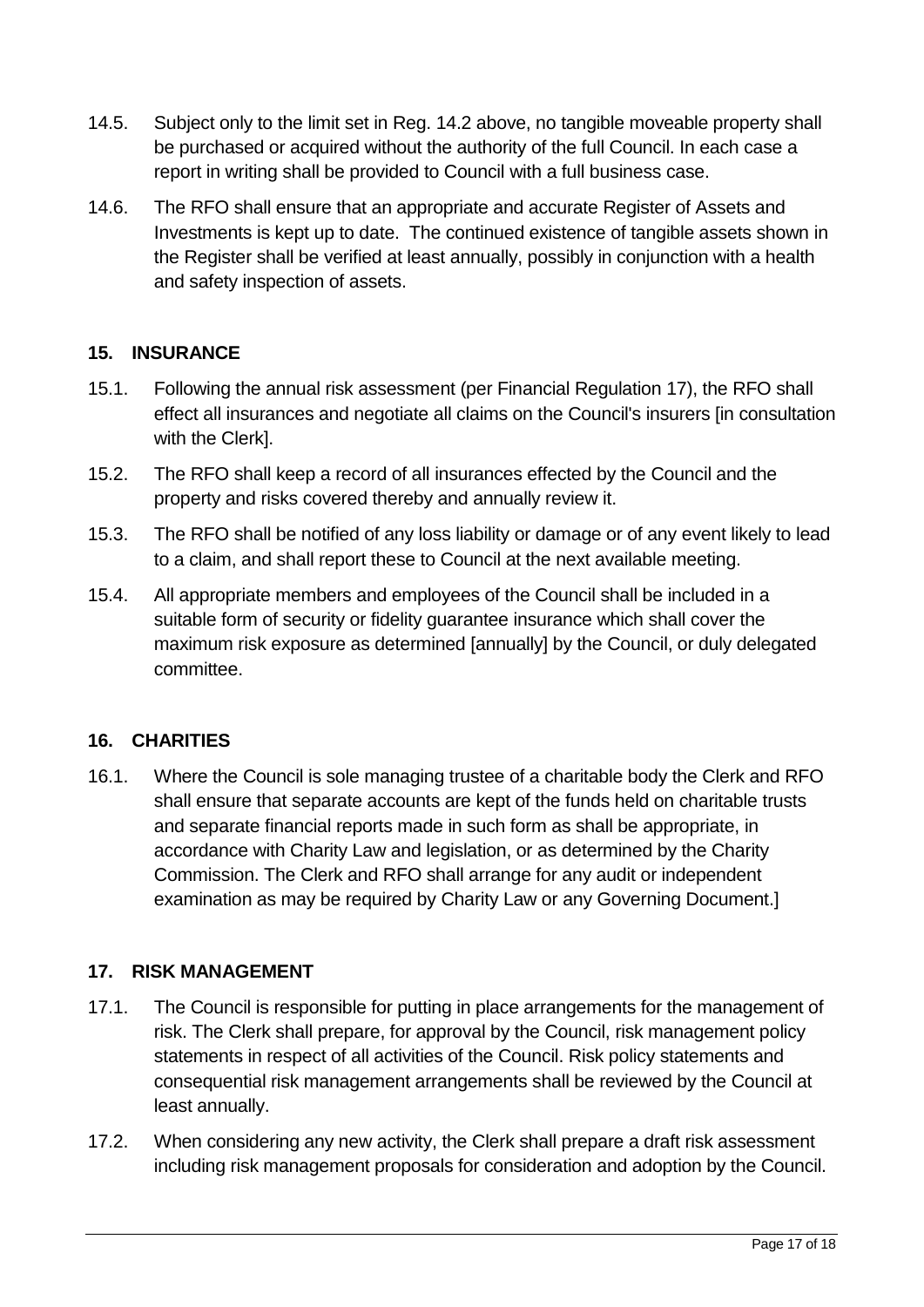14.5. Subject only to the limit set in Reg. 14.2 above, no tangible moveable property shall be purchased or acquired without the authority of the full Council. In each case a report in writing shall be provided to Council with a full business case.

14.6. The RFO shall ensure that an appropriate and accurate Register of Assets and Investments is kept up to date. The continued existence of tangible assets shown in the Register shall be verified at least annually, possibly in conjunction with a health and safety inspection of assets.

## 15. INSURANCE

15.1. Following the annual risk assessment (per Financial Regulation 17), the RFO shall effect all insurances and negotiate all claims on the Council's insurers [in consultation with the Clerk].

15.2. The RFO shall keep a record of all insurances effected by the Council and the property and risks covered thereby and annually review it.

15.3. The RFO shall be notified of any loss liability or damage or of any event likely to lead to a claim, and shall report these to Council at the next available meeting.

15.4. All appropriate members and employees of the Council shall be included in a suitable form of security or fidelity guarantee insurance which shall cover the maximum risk exposure as determined [annually] by the Council, or duly delegated committee.

## 16. CHARITIES

16.1. Where the Council is sole managing trustee of a charitable body the Clerk and RFO shall ensure that separate accounts are kept of the funds held on charitable trusts and separate financial reports made in such form as shall be appropriate, in accordance with Charity Law and legislation, or as determined by the Charity Commission. The Clerk and RFO shall arrange for any audit or independent examination as may be required by Charity Law or any Governing Document.]

## 17. RISK MANAGEMENT

17.1. The Council is responsible for putting in place arrangements for the management of risk. The Clerk shall prepare, for approval by the Council, risk management policy statements in respect of all activities of the Council. Risk policy statements and consequential risk management arrangements shall be reviewed by the Council at least annually.

17.2. When considering any new activity, the Clerk shall prepare a draft risk assessment including risk management proposals for consideration and adoption by the Council.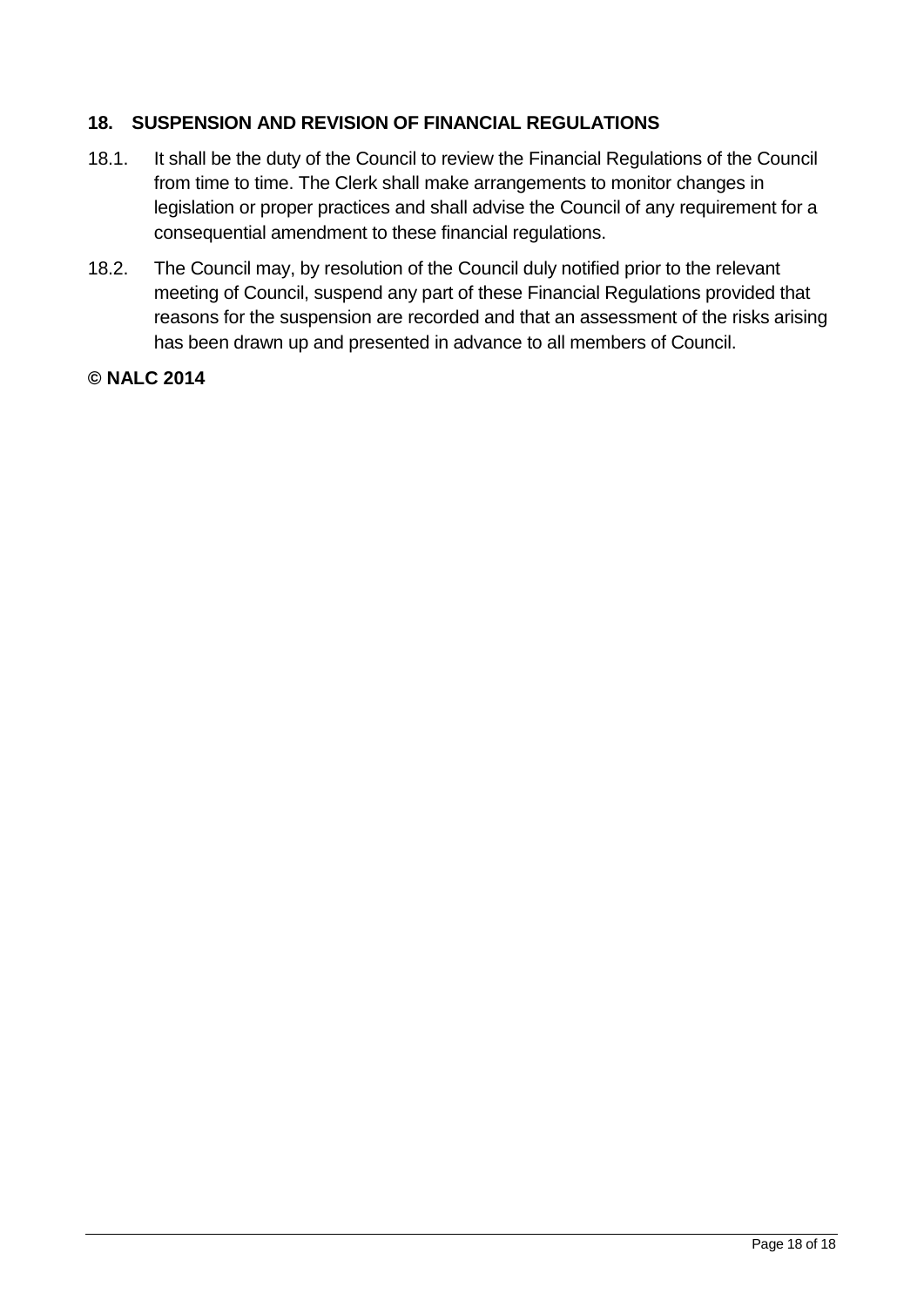## 18. SUSPENSION AND REVISION OF FINANCIAL REGULATIONS

18.1. It shall be the duty of the Council to review the Financial Regulations of the Council from time to time. The Clerk shall make arrangements to monitor changes in legislation or proper practices and shall advise the Council of any requirement for a consequential amendment to these financial regulations.

18.2. The Council may, by resolution of the Council duly notified prior to the relevant meeting of Council, suspend any part of these Financial Regulations provided that reasons for the suspension are recorded and that an assessment of the risks arising has been drawn up and presented in advance to all members of Council.

**© NALC 2014**